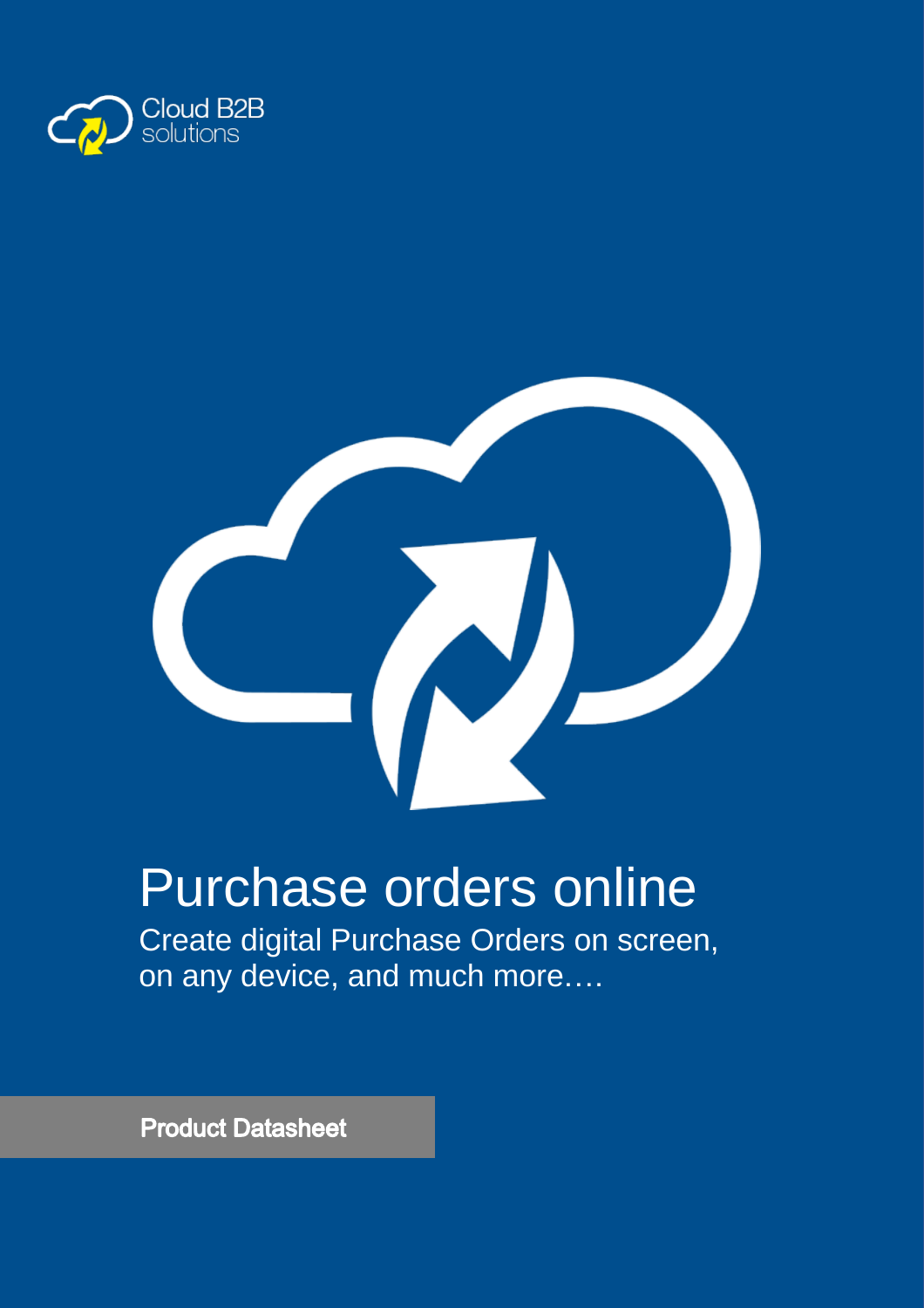Cloud B2B solutions

# Purchase orders online

Create digital Purchase Orders on screen, on any device, and much more….

**Product Datasheet**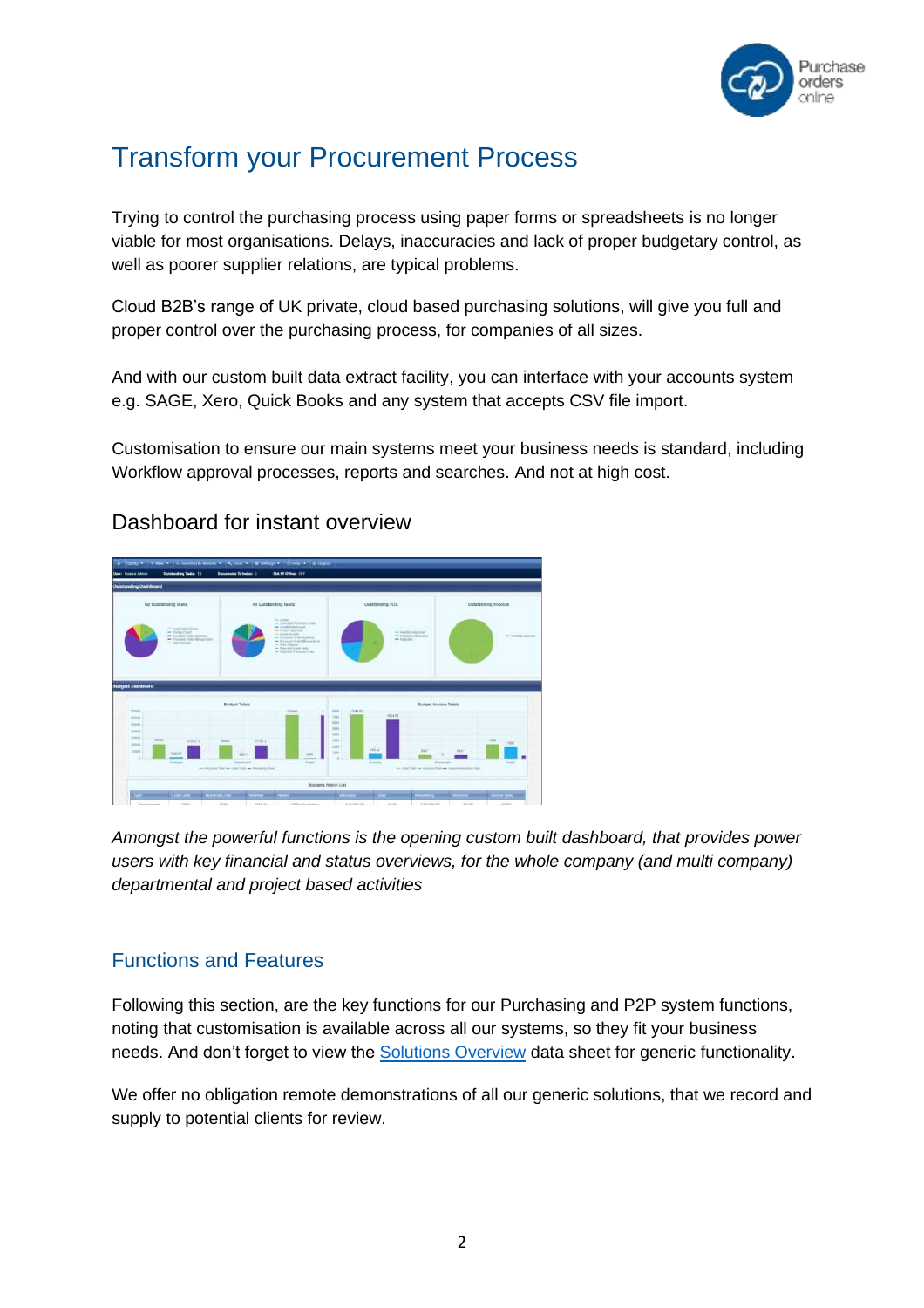# Transform your Procurement Process

Trying to control the purchasing process using paper forms or spreadsheets is no longer viable for most organisations. Delays, inaccuracies and lack of proper budgetary control, as well as poorer supplier relations, are typical problems.

Cloud B2B's range of UK private, cloud based purchasing solutions, will give you full and proper control over the purchasing process, for companies of all sizes.

And with our custom built data extract facility, you can interface with your accounts system e.g. SAGE, Xero, Quick Books and any system that accepts CSV file import.

Customisation to ensure our main systems meet your business needs is standard, including Workflow approval processes, reports and searches. And not at high cost.

## Dashboard for instant overview

*Amongst the powerful functions is the opening custom built dashboard, that provides power users with key financial and status overviews, for the whole company (and multi company) departmental and project based activities*

## Functions and Features

Following this section, are the key functions for our Purchasing and P2P system functions, noting that customisation is available across all our systems, so they fit your business needs. And don't forget to view the Solutions Overview data sheet for generic functionality.

We offer no obligation remote demonstrations of all our generic solutions, that we record and supply to potential clients for review.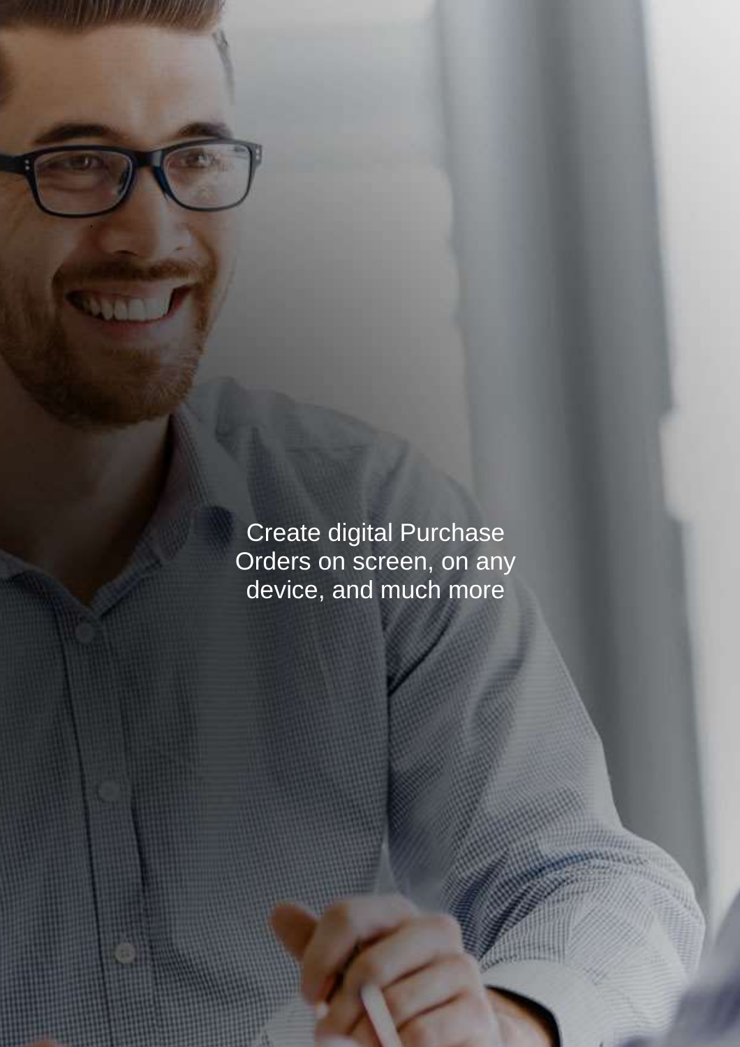Create digital Purchase Orders on screen, on any device, and much more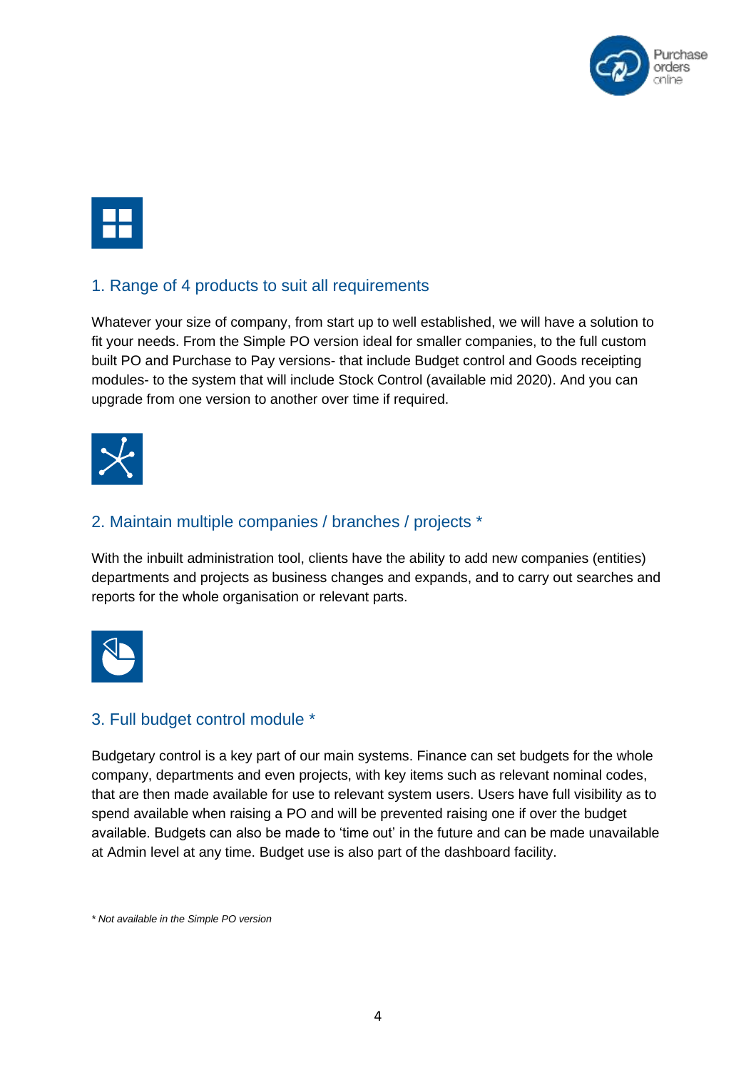## 1. Range of 4 products to suit all requirements

Whatever your size of company, from start up to well established, we will have a solution to fit your needs. From the Simple PO version ideal for smaller companies, to the full custom built PO and Purchase to Pay versions- that include Budget control and Goods receipting modules- to the system that will include Stock Control (available mid 2020). And you can upgrade from one version to another over time if required.

## 2. Maintain multiple companies / branches / projects *

With the inbuilt administration tool, clients have the ability to add new companies (entities) departments and projects as business changes and expands, and to carry out searches and reports for the whole organisation or relevant parts.

## 3. Full budget control module *

Budgetary control is a key part of our main systems. Finance can set budgets for the whole company, departments and even projects, with key items such as relevant nominal codes, that are then made available for use to relevant system users. Users have full visibility as to spend available when raising a PO and will be prevented raising one if over the budget available. Budgets can also be made to 'time out' in the future and can be made unavailable at Admin level at any time. Budget use is also part of the dashboard facility.

*\* Not available in the Simple PO version*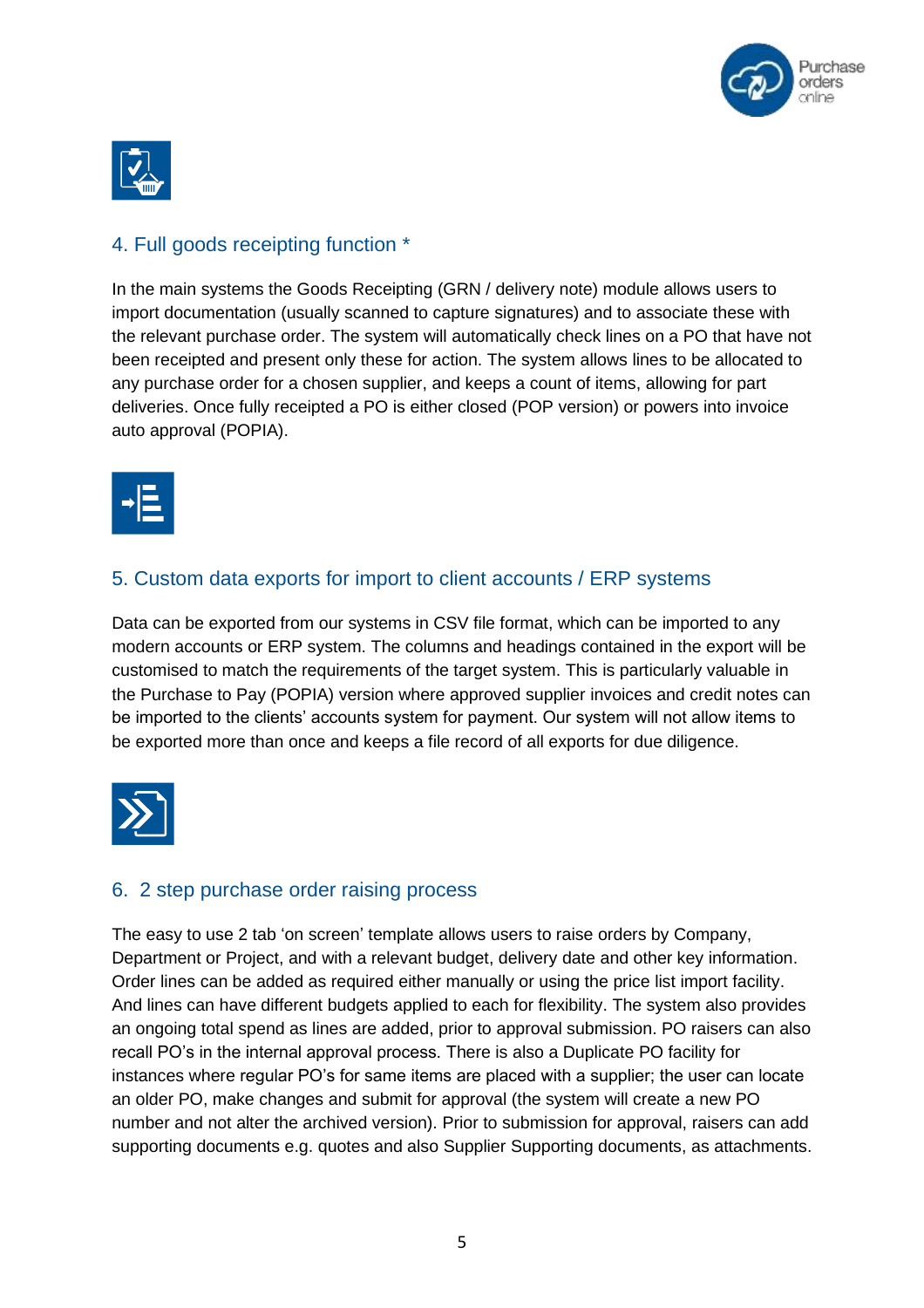## 4. Full goods receipting function *

In the main systems the Goods Receipting (GRN / delivery note) module allows users to import documentation (usually scanned to capture signatures) and to associate these with the relevant purchase order. The system will automatically check lines on a PO that have not been receipted and present only these for action. The system allows lines to be allocated to any purchase order for a chosen supplier, and keeps a count of items, allowing for part deliveries. Once fully receipted a PO is either closed (POP version) or powers into invoice auto approval (POPIA).

## 5. Custom data exports for import to client accounts / ERP systems

Data can be exported from our systems in CSV file format, which can be imported to any modern accounts or ERP system. The columns and headings contained in the export will be customised to match the requirements of the target system. This is particularly valuable in the Purchase to Pay (POPIA) version where approved supplier invoices and credit notes can be imported to the clients' accounts system for payment. Our system will not allow items to be exported more than once and keeps a file record of all exports for due diligence.

## 6. 2 step purchase order raising process

The easy to use 2 tab 'on screen' template allows users to raise orders by Company, Department or Project, and with a relevant budget, delivery date and other key information. Order lines can be added as required either manually or using the price list import facility. And lines can have different budgets applied to each for flexibility. The system also provides an ongoing total spend as lines are added, prior to approval submission. PO raisers can also recall PO's in the internal approval process. There is also a Duplicate PO facility for instances where regular PO's for same items are placed with a supplier; the user can locate an older PO, make changes and submit for approval (the system will create a new PO number and not alter the archived version). Prior to submission for approval, raisers can add supporting documents e.g. quotes and also Supplier Supporting documents, as attachments.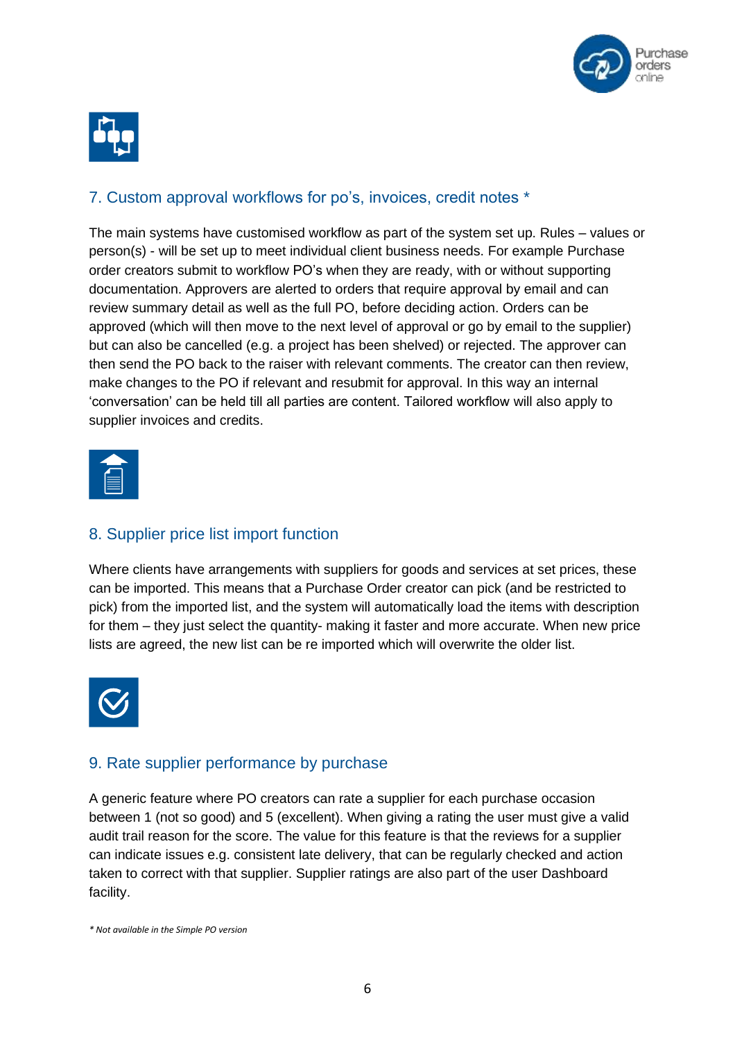## 7. Custom approval workflows for po's, invoices, credit notes *

The main systems have customised workflow as part of the system set up. Rules – values or person(s) - will be set up to meet individual client business needs. For example Purchase order creators submit to workflow PO's when they are ready, with or without supporting documentation. Approvers are alerted to orders that require approval by email and can review summary detail as well as the full PO, before deciding action. Orders can be approved (which will then move to the next level of approval or go by email to the supplier) but can also be cancelled (e.g. a project has been shelved) or rejected. The approver can then send the PO back to the raiser with relevant comments. The creator can then review, make changes to the PO if relevant and resubmit for approval. In this way an internal 'conversation' can be held till all parties are content. Tailored workflow will also apply to supplier invoices and credits.

## 8. Supplier price list import function

Where clients have arrangements with suppliers for goods and services at set prices, these can be imported. This means that a Purchase Order creator can pick (and be restricted to pick) from the imported list, and the system will automatically load the items with description for them – they just select the quantity- making it faster and more accurate. When new price lists are agreed, the new list can be re imported which will overwrite the older list.

## 9. Rate supplier performance by purchase

A generic feature where PO creators can rate a supplier for each purchase occasion between 1 (not so good) and 5 (excellent). When giving a rating the user must give a valid audit trail reason for the score. The value for this feature is that the reviews for a supplier can indicate issues e.g. consistent late delivery, that can be regularly checked and action taken to correct with that supplier. Supplier ratings are also part of the user Dashboard facility.

*\* Not available in the Simple PO version*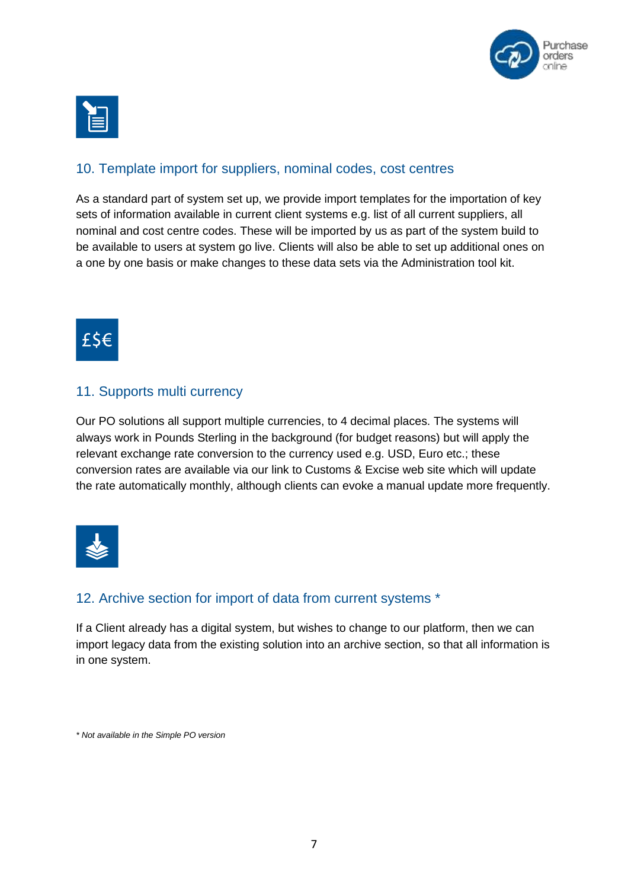## 10. Template import for suppliers, nominal codes, cost centres

As a standard part of system set up, we provide import templates for the importation of key sets of information available in current client systems e.g. list of all current suppliers, all nominal and cost centre codes. These will be imported by us as part of the system build to be available to users at system go live. Clients will also be able to set up additional ones on a one by one basis or make changes to these data sets via the Administration tool kit.

## 11. Supports multi currency

Our PO solutions all support multiple currencies, to 4 decimal places. The systems will always work in Pounds Sterling in the background (for budget reasons) but will apply the relevant exchange rate conversion to the currency used e.g. USD, Euro etc.; these conversion rates are available via our link to Customs & Excise web site which will update the rate automatically monthly, although clients can evoke a manual update more frequently.

## 12. Archive section for import of data from current systems *

If a Client already has a digital system, but wishes to change to our platform, then we can import legacy data from the existing solution into an archive section, so that all information is in one system.

*\* Not available in the Simple PO version*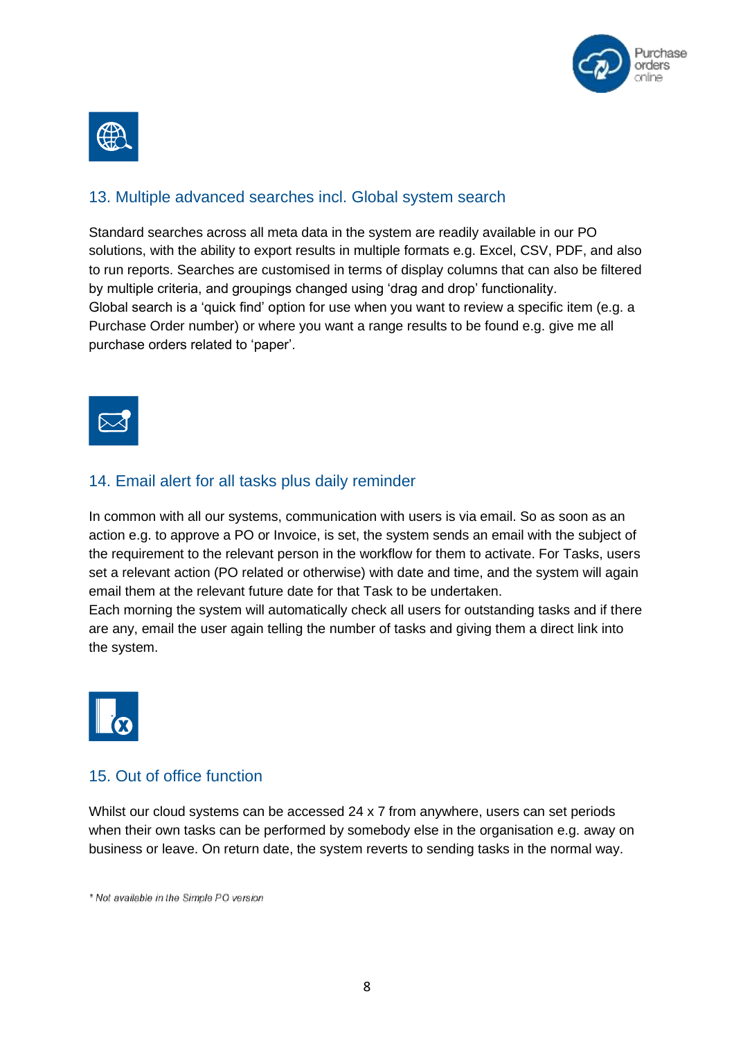## 13. Multiple advanced searches incl. Global system search

Standard searches across all meta data in the system are readily available in our PO solutions, with the ability to export results in multiple formats e.g. Excel, CSV, PDF, and also to run reports. Searches are customised in terms of display columns that can also be filtered by multiple criteria, and groupings changed using 'drag and drop' functionality.
Global search is a 'quick find' option for use when you want to review a specific item (e.g. a Purchase Order number) or where you want a range results to be found e.g. give me all purchase orders related to 'paper'.

## 14. Email alert for all tasks plus daily reminder

In common with all our systems, communication with users is via email. So as soon as an action e.g. to approve a PO or Invoice, is set, the system sends an email with the subject of the requirement to the relevant person in the workflow for them to activate. For Tasks, users set a relevant action (PO related or otherwise) with date and time, and the system will again email them at the relevant future date for that Task to be undertaken.
Each morning the system will automatically check all users for outstanding tasks and if there are any, email the user again telling the number of tasks and giving them a direct link into the system.

## 15. Out of office function

Whilst our cloud systems can be accessed 24 x 7 from anywhere, users can set periods when their own tasks can be performed by somebody else in the organisation e.g. away on business or leave. On return date, the system reverts to sending tasks in the normal way.

*\* Not available in the Simple PO version*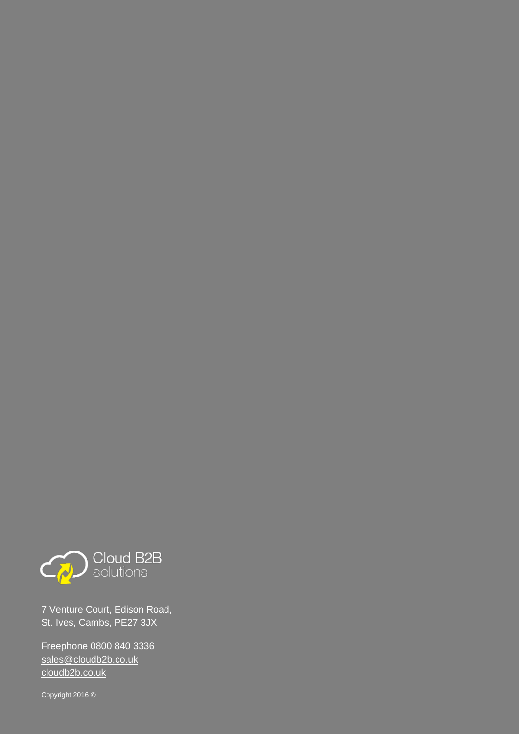Cloud B2B
solutions

7 Venture Court, Edison Road,
St. Ives, Cambs, PE27 3JX

Freephone 0800 840 3336
sales@cloudb2b.co.uk
cloudb2b.co.uk

Copyright 2016 ©